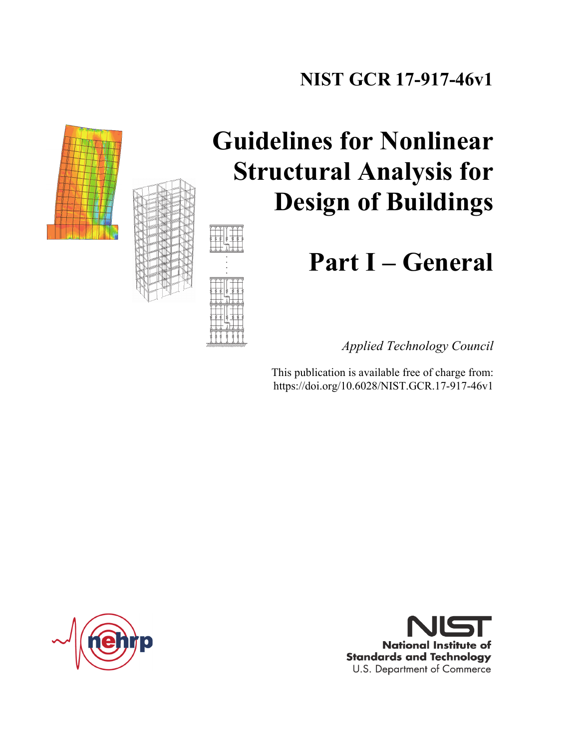NIST GCR 17-917-46v1

# Guidelines for Nonlinear Structural Analysis for Design of Buildings

# Part I – General

*Applied Technology Council*

This publication is available free of charge from:
https://doi.org/10.6028/NIST.GCR.17-917-46v1

nehrp

NIST
National Institute of Standards and Technology
U.S. Department of Commerce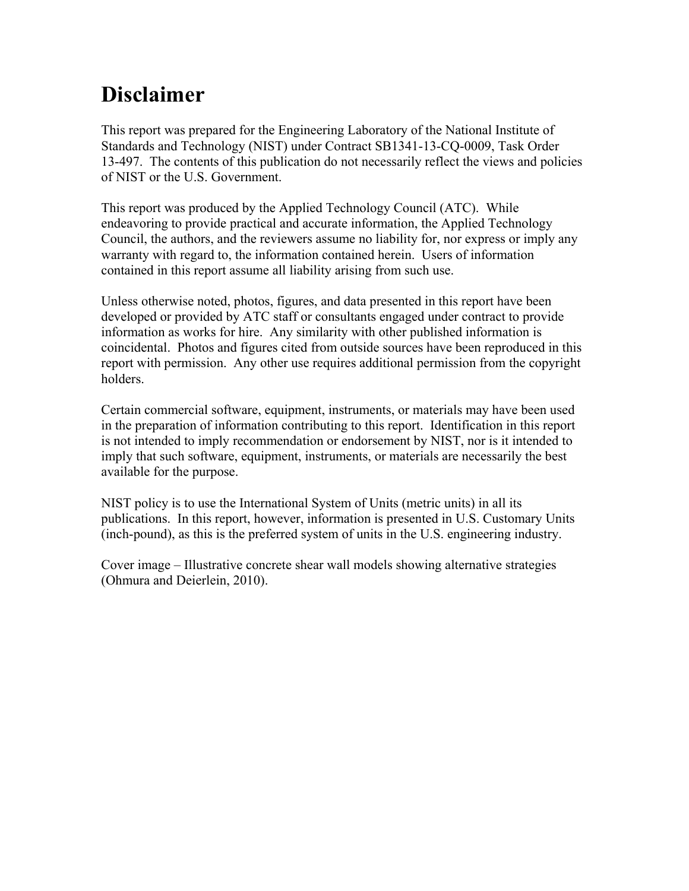# Disclaimer

This report was prepared for the Engineering Laboratory of the National Institute of Standards and Technology (NIST) under Contract SB1341-13-CQ-0009, Task Order 13-497. The contents of this publication do not necessarily reflect the views and policies of NIST or the U.S. Government.

This report was produced by the Applied Technology Council (ATC). While endeavoring to provide practical and accurate information, the Applied Technology Council, the authors, and the reviewers assume no liability for, nor express or imply any warranty with regard to, the information contained herein. Users of information contained in this report assume all liability arising from such use.

Unless otherwise noted, photos, figures, and data presented in this report have been developed or provided by ATC staff or consultants engaged under contract to provide information as works for hire. Any similarity with other published information is coincidental. Photos and figures cited from outside sources have been reproduced in this report with permission. Any other use requires additional permission from the copyright holders.

Certain commercial software, equipment, instruments, or materials may have been used in the preparation of information contributing to this report. Identification in this report is not intended to imply recommendation or endorsement by NIST, nor is it intended to imply that such software, equipment, instruments, or materials are necessarily the best available for the purpose.

NIST policy is to use the International System of Units (metric units) in all its publications. In this report, however, information is presented in U.S. Customary Units (inch-pound), as this is the preferred system of units in the U.S. engineering industry.

Cover image – Illustrative concrete shear wall models showing alternative strategies (Ohmura and Deierlein, 2010).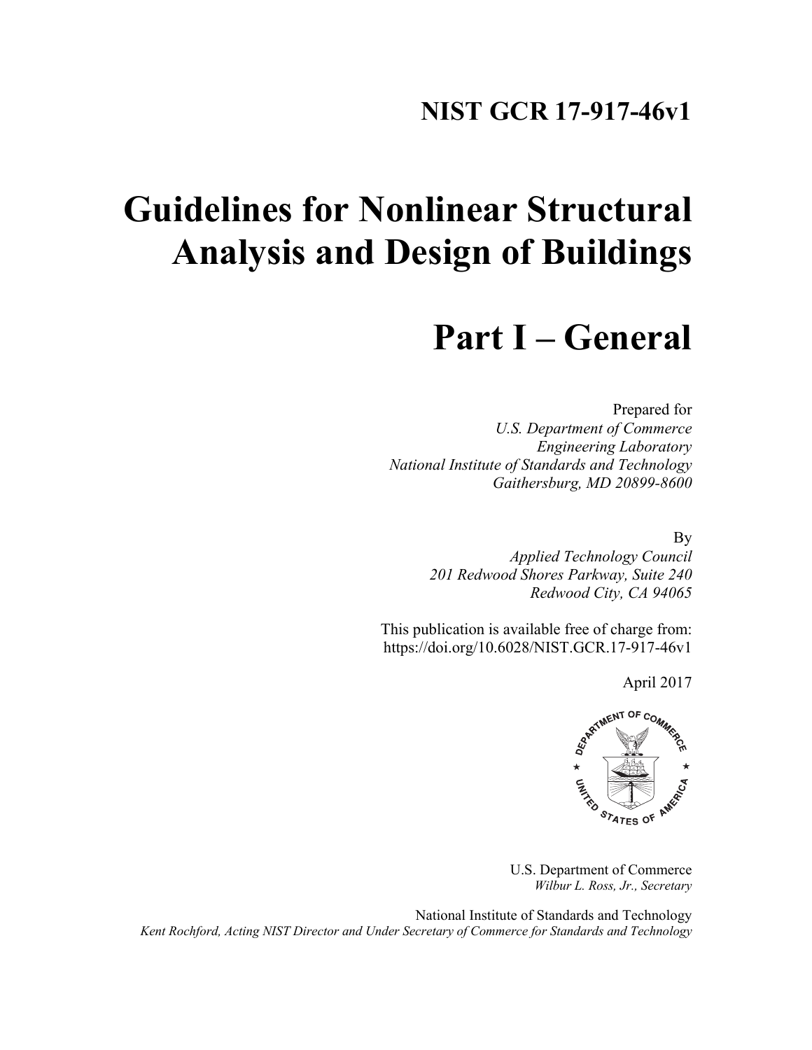**NIST GCR 17-917-46v1**

# Guidelines for Nonlinear Structural Analysis and Design of Buildings

# Part I – General

Prepared for
*U.S. Department of Commerce*
*Engineering Laboratory*
*National Institute of Standards and Technology*
*Gaithersburg, MD 20899-8600*

By
*Applied Technology Council*
*201 Redwood Shores Parkway, Suite 240*
*Redwood City, CA 94065*

This publication is available free of charge from:
https://doi.org/10.6028/NIST.GCR.17-917-46v1

April 2017

U.S. Department of Commerce
*Wilbur L. Ross, Jr., Secretary*

National Institute of Standards and Technology
*Kent Rochford, Acting NIST Director and Under Secretary of Commerce for Standards and Technology*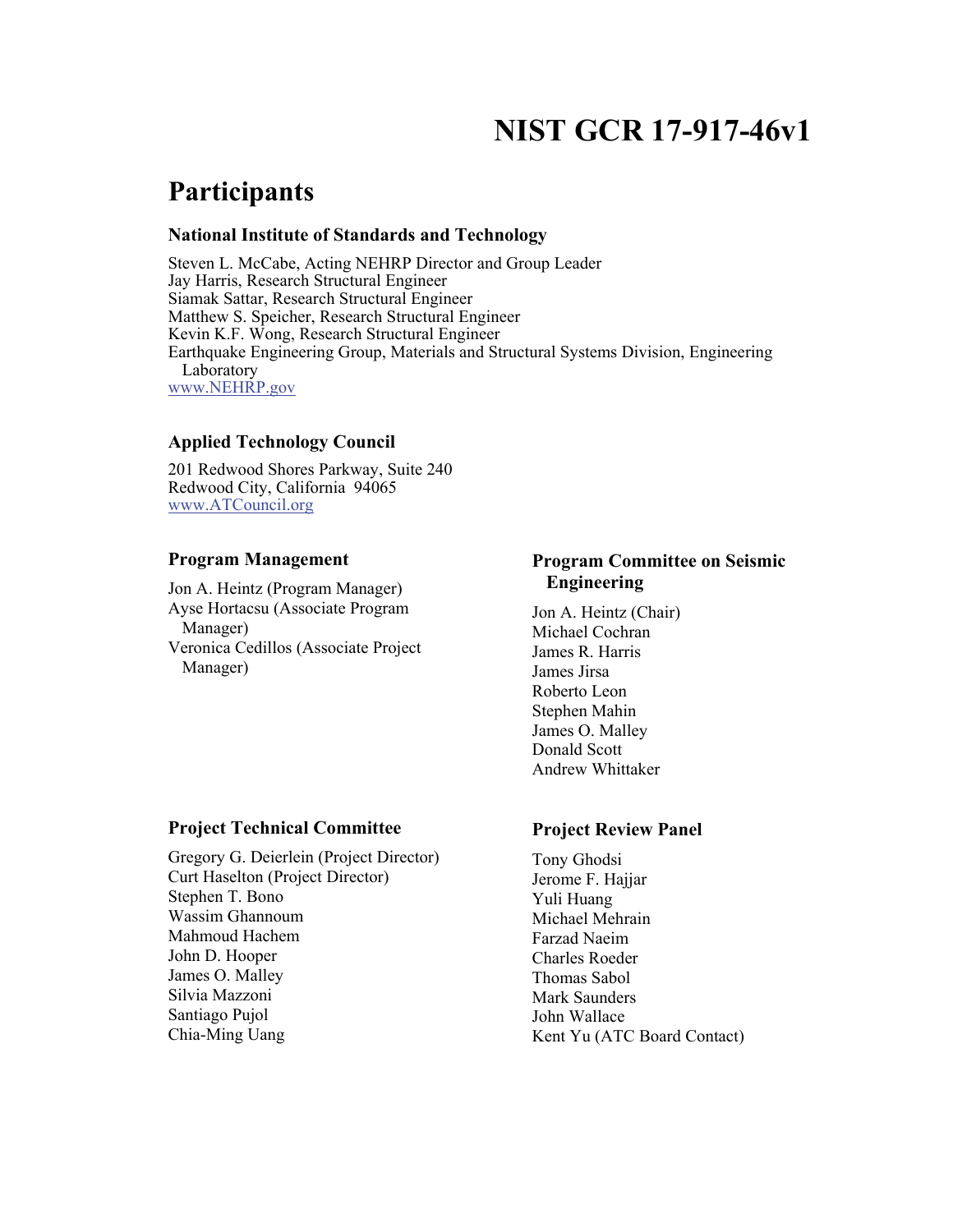# NIST GCR 17-917-46v1

## Participants

### National Institute of Standards and Technology

Steven L. McCabe, Acting NEHRP Director and Group Leader
Jay Harris, Research Structural Engineer
Siamak Sattar, Research Structural Engineer
Matthew S. Speicher, Research Structural Engineer
Kevin K.F. Wong, Research Structural Engineer
Earthquake Engineering Group, Materials and Structural Systems Division, Engineering Laboratory
www.NEHRP.gov

### Applied Technology Council

201 Redwood Shores Parkway, Suite 240
Redwood City, California 94065
www.ATCouncil.org

### Program Management

Jon A. Heintz (Program Manager)
Ayse Hortacsu (Associate Program Manager)
Veronica Cedillos (Associate Project Manager)

### Program Committee on Seismic Engineering

Jon A. Heintz (Chair)
Michael Cochran
James R. Harris
James Jirsa
Roberto Leon
Stephen Mahin
James O. Malley
Donald Scott
Andrew Whittaker

### Project Technical Committee

Gregory G. Deierlein (Project Director)
Curt Haselton (Project Director)
Stephen T. Bono
Wassim Ghannoum
Mahmoud Hachem
John D. Hooper
James O. Malley
Silvia Mazzoni
Santiago Pujol
Chia-Ming Uang

### Project Review Panel

Tony Ghodsi
Jerome F. Hajjar
Yuli Huang
Michael Mehrain
Farzad Naeim
Charles Roeder
Thomas Sabol
Mark Saunders
John Wallace
Kent Yu (ATC Board Contact)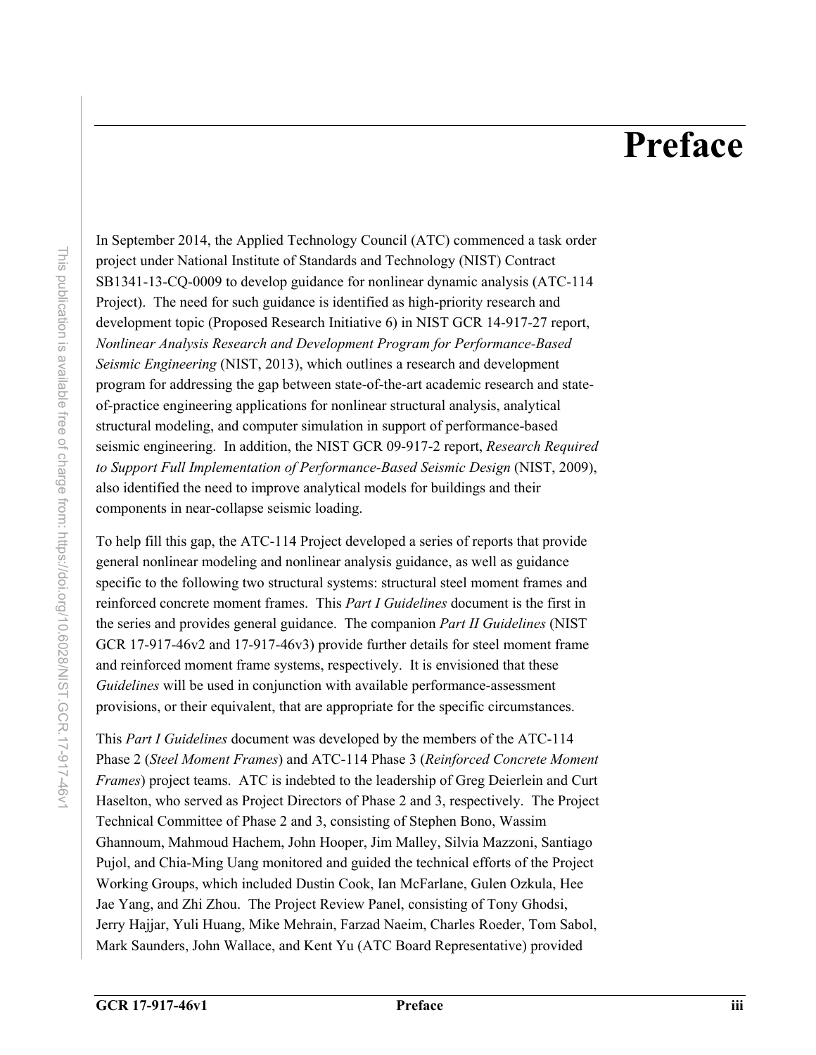# Preface

In September 2014, the Applied Technology Council (ATC) commenced a task order project under National Institute of Standards and Technology (NIST) Contract SB1341-13-CQ-0009 to develop guidance for nonlinear dynamic analysis (ATC-114 Project). The need for such guidance is identified as high-priority research and development topic (Proposed Research Initiative 6) in NIST GCR 14-917-27 report, *Nonlinear Analysis Research and Development Program for Performance-Based Seismic Engineering* (NIST, 2013), which outlines a research and development program for addressing the gap between state-of-the-art academic research and state-of-practice engineering applications for nonlinear structural analysis, analytical structural modeling, and computer simulation in support of performance-based seismic engineering. In addition, the NIST GCR 09-917-2 report, *Research Required to Support Full Implementation of Performance-Based Seismic Design* (NIST, 2009), also identified the need to improve analytical models for buildings and their components in near-collapse seismic loading.

To help fill this gap, the ATC-114 Project developed a series of reports that provide general nonlinear modeling and nonlinear analysis guidance, as well as guidance specific to the following two structural systems: structural steel moment frames and reinforced concrete moment frames. This *Part I Guidelines* document is the first in the series and provides general guidance. The companion *Part II Guidelines* (NIST GCR 17-917-46v2 and 17-917-46v3) provide further details for steel moment frame and reinforced moment frame systems, respectively. It is envisioned that these *Guidelines* will be used in conjunction with available performance-assessment provisions, or their equivalent, that are appropriate for the specific circumstances.

This *Part I Guidelines* document was developed by the members of the ATC-114 Phase 2 (*Steel Moment Frames*) and ATC-114 Phase 3 (*Reinforced Concrete Moment Frames*) project teams. ATC is indebted to the leadership of Greg Deierlein and Curt Haselton, who served as Project Directors of Phase 2 and 3, respectively. The Project Technical Committee of Phase 2 and 3, consisting of Stephen Bono, Wassim Ghannoum, Mahmoud Hachem, John Hooper, Jim Malley, Silvia Mazzoni, Santiago Pujol, and Chia-Ming Uang monitored and guided the technical efforts of the Project Working Groups, which included Dustin Cook, Ian McFarlane, Gulen Ozkula, Hee Jae Yang, and Zhi Zhou. The Project Review Panel, consisting of Tony Ghodsi, Jerry Hajjar, Yuli Huang, Mike Mehrain, Farzad Naeim, Charles Roeder, Tom Sabol, Mark Saunders, John Wallace, and Kent Yu (ATC Board Representative) provided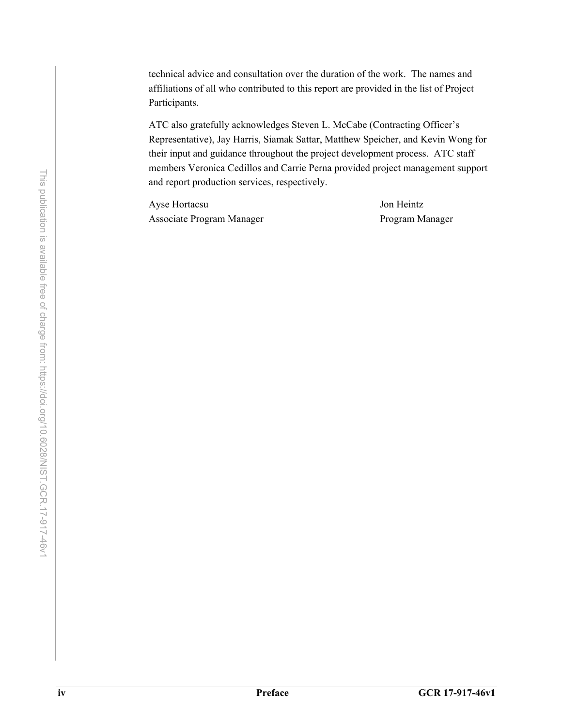technical advice and consultation over the duration of the work. The names and affiliations of all who contributed to this report are provided in the list of Project Participants.

ATC also gratefully acknowledges Steven L. McCabe (Contracting Officer's Representative), Jay Harris, Siamak Sattar, Matthew Speicher, and Kevin Wong for their input and guidance throughout the project development process. ATC staff members Veronica Cedillos and Carrie Perna provided project management support and report production services, respectively.

Ayse Hortacsu
Associate Program Manager

Jon Heintz
Program Manager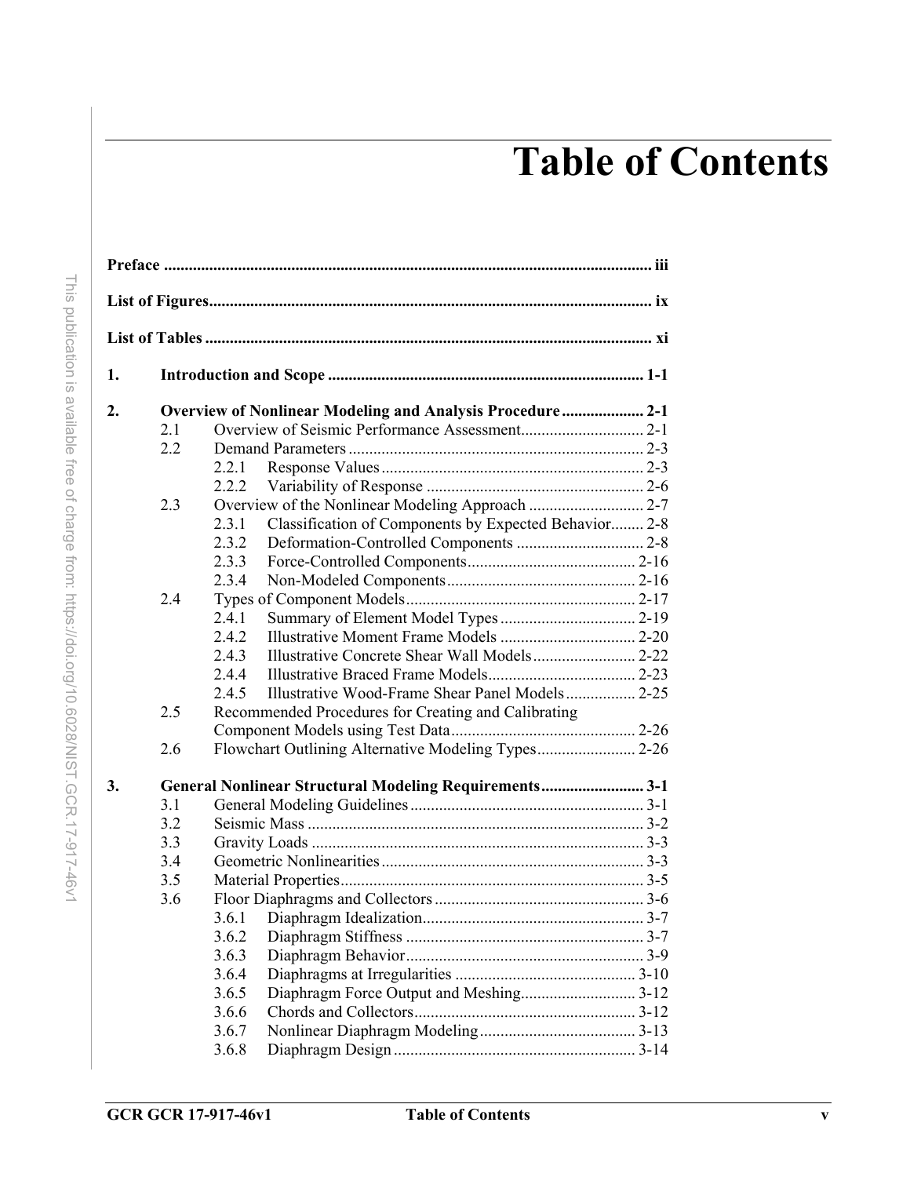# Table of Contents

**Preface ........................................................................................................................ iii**

**List of Figures............................................................................................................. ix**

**List of Tables .............................................................................................................. xi**

**1. Introduction and Scope ............................................................................ 1-1**

**2. Overview of Nonlinear Modeling and Analysis Procedure .................... 2-1**

- 2.1 Overview of Seismic Performance Assessment.............................. 2-1
- 2.2 Demand Parameters ........................................................................ 2-3
  - 2.2.1 Response Values ................................................................ 2-3
  - 2.2.2 Variability of Response ..................................................... 2-6
- 2.3 Overview of the Nonlinear Modeling Approach ............................ 2-7
  - 2.3.1 Classification of Components by Expected Behavior........ 2-8
  - 2.3.2 Deformation-Controlled Components ............................... 2-8
  - 2.3.3 Force-Controlled Components......................................... 2-16
  - 2.3.4 Non-Modeled Components.............................................. 2-16
- 2.4 Types of Component Models......................................................... 2-17
  - 2.4.1 Summary of Element Model Types ................................. 2-19
  - 2.4.2 Illustrative Moment Frame Models ................................. 2-20
  - 2.4.3 Illustrative Concrete Shear Wall Models......................... 2-22
  - 2.4.4 Illustrative Braced Frame Models.................................... 2-23
  - 2.4.5 Illustrative Wood-Frame Shear Panel Models................. 2-25
- 2.5 Recommended Procedures for Creating and Calibrating Component Models using Test Data............................................. 2-26
- 2.6 Flowchart Outlining Alternative Modeling Types........................ 2-26

**3. General Nonlinear Structural Modeling Requirements......................... 3-1**

- 3.1 General Modeling Guidelines ......................................................... 3-1
- 3.2 Seismic Mass .................................................................................. 3-2
- 3.3 Gravity Loads ................................................................................. 3-3
- 3.4 Geometric Nonlinearities ................................................................ 3-3
- 3.5 Material Properties.......................................................................... 3-5
- 3.6 Floor Diaphragms and Collectors ................................................... 3-6
  - 3.6.1 Diaphragm Idealization...................................................... 3-7
  - 3.6.2 Diaphragm Stiffness .......................................................... 3-7
  - 3.6.3 Diaphragm Behavior.......................................................... 3-9
  - 3.6.4 Diaphragms at Irregularities ............................................ 3-10
  - 3.6.5 Diaphragm Force Output and Meshing............................ 3-12
  - 3.6.6 Chords and Collectors...................................................... 3-12
  - 3.6.7 Nonlinear Diaphragm Modeling...................................... 3-13
  - 3.6.8 Diaphragm Design ........................................................... 3-14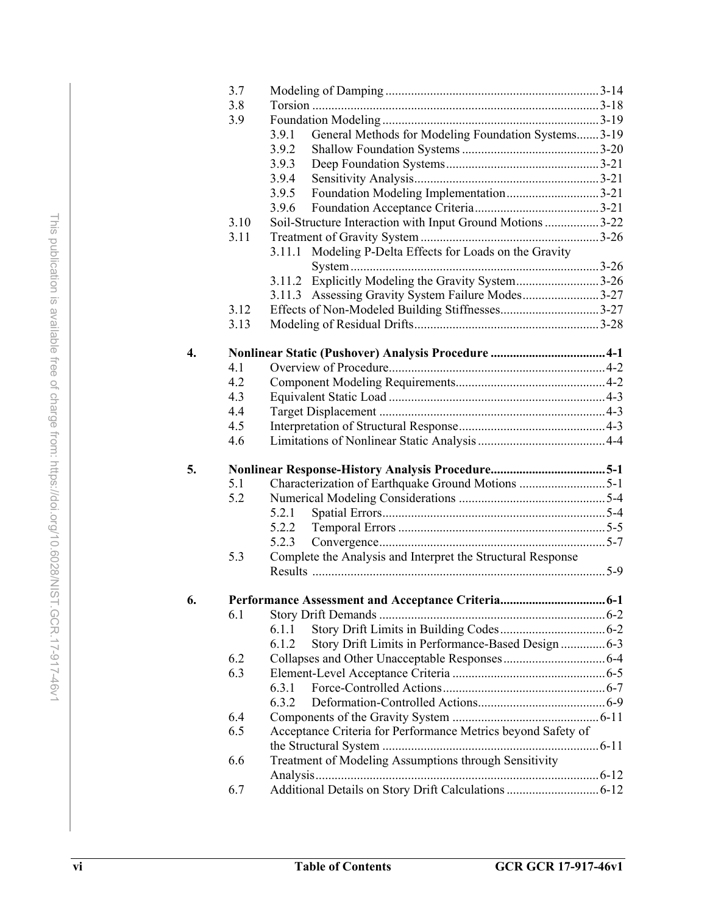| | | | |
|---|---|---|---|
| | 3.7 | Modeling of Damping | 3-14 |
| | 3.8 | Torsion | 3-18 |
| | 3.9 | Foundation Modeling | 3-19 |
| | | 3.9.1 General Methods for Modeling Foundation Systems | 3-19 |
| | | 3.9.2 Shallow Foundation Systems | 3-20 |
| | | 3.9.3 Deep Foundation Systems | 3-21 |
| | | 3.9.4 Sensitivity Analysis | 3-21 |
| | | 3.9.5 Foundation Modeling Implementation | 3-21 |
| | | 3.9.6 Foundation Acceptance Criteria | 3-21 |
| | 3.10 | Soil-Structure Interaction with Input Ground Motions | 3-22 |
| | 3.11 | Treatment of Gravity System | 3-26 |
| | | 3.11.1 Modeling P-Delta Effects for Loads on the Gravity System | 3-26 |
| | | 3.11.2 Explicitly Modeling the Gravity System | 3-26 |
| | | 3.11.3 Assessing Gravity System Failure Modes | 3-27 |
| | 3.12 | Effects of Non-Modeled Building Stiffnesses | 3-27 |
| | 3.13 | Modeling of Residual Drifts | 3-28 |
| **4.** | | **Nonlinear Static (Pushover) Analysis Procedure** | **4-1** |
| | 4.1 | Overview of Procedure | 4-2 |
| | 4.2 | Component Modeling Requirements | 4-2 |
| | 4.3 | Equivalent Static Load | 4-3 |
| | 4.4 | Target Displacement | 4-3 |
| | 4.5 | Interpretation of Structural Response | 4-3 |
| | 4.6 | Limitations of Nonlinear Static Analysis | 4-4 |
| **5.** | | **Nonlinear Response-History Analysis Procedure** | **5-1** |
| | 5.1 | Characterization of Earthquake Ground Motions | 5-1 |
| | 5.2 | Numerical Modeling Considerations | 5-4 |
| | | 5.2.1 Spatial Errors | 5-4 |
| | | 5.2.2 Temporal Errors | 5-5 |
| | | 5.2.3 Convergence | 5-7 |
| | 5.3 | Complete the Analysis and Interpret the Structural Response Results | 5-9 |
| **6.** | | **Performance Assessment and Acceptance Criteria** | **6-1** |
| | 6.1 | Story Drift Demands | 6-2 |
| | | 6.1.1 Story Drift Limits in Building Codes | 6-2 |
| | | 6.1.2 Story Drift Limits in Performance-Based Design | 6-3 |
| | 6.2 | Collapses and Other Unacceptable Responses | 6-4 |
| | 6.3 | Element-Level Acceptance Criteria | 6-5 |
| | | 6.3.1 Force-Controlled Actions | 6-7 |
| | | 6.3.2 Deformation-Controlled Actions | 6-9 |
| | 6.4 | Components of the Gravity System | 6-11 |
| | 6.5 | Acceptance Criteria for Performance Metrics beyond Safety of the Structural System | 6-11 |
| | 6.6 | Treatment of Modeling Assumptions through Sensitivity Analysis | 6-12 |
| | 6.7 | Additional Details on Story Drift Calculations | 6-12 |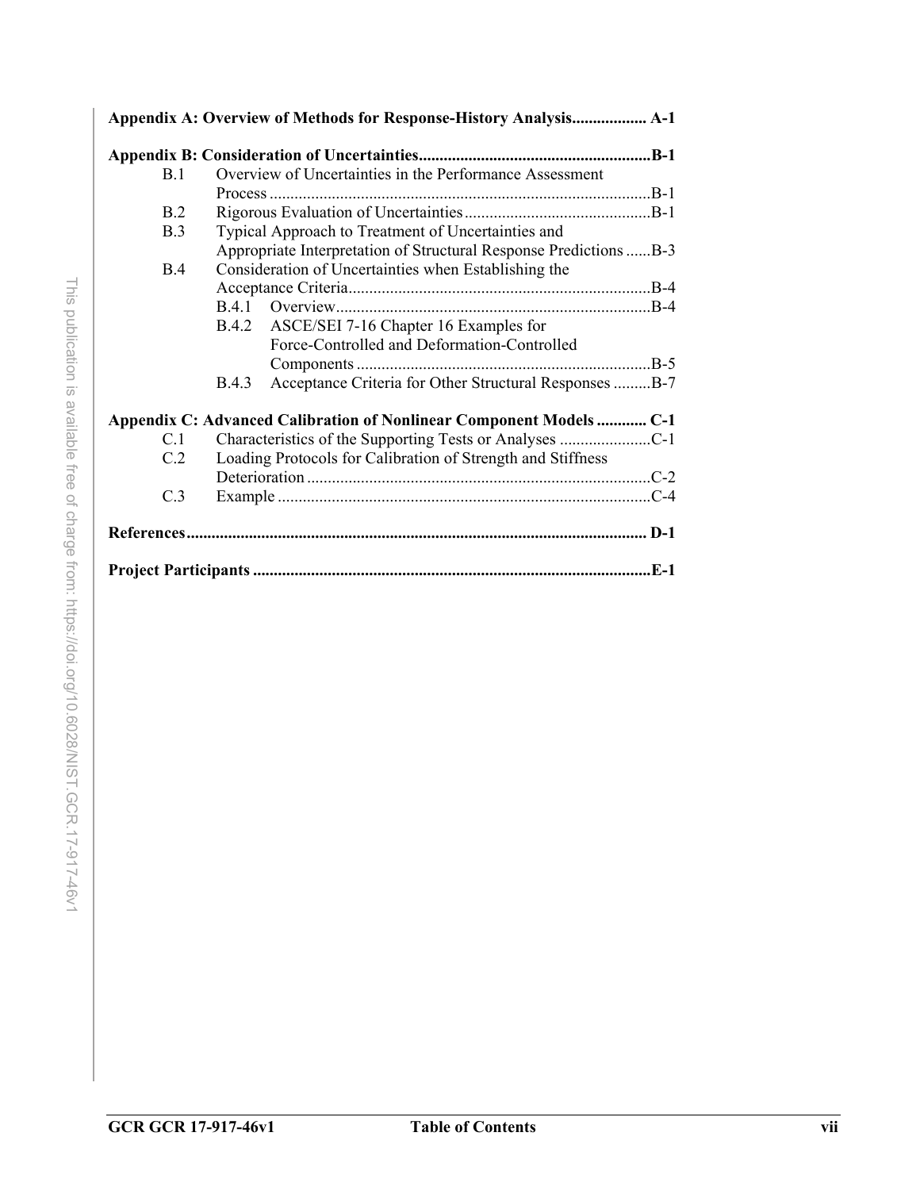**Appendix A: Overview of Methods for Response-History Analysis.................. A-1**

**Appendix B: Consideration of Uncertainties........................................................B-1**

B.1 Overview of Uncertainties in the Performance Assessment Process ..........................................................................................B-1

B.2 Rigorous Evaluation of Uncertainties.............................................B-1

B.3 Typical Approach to Treatment of Uncertainties and Appropriate Interpretation of Structural Response Predictions ......B-3

B.4 Consideration of Uncertainties when Establishing the Acceptance Criteria........................................................................B-4

B.4.1 Overview...........................................................................B-4

B.4.2 ASCE/SEI 7-16 Chapter 16 Examples for Force-Controlled and Deformation-Controlled Components ......................................................................B-5

B.4.3 Acceptance Criteria for Other Structural Responses .........B-7

**Appendix C: Advanced Calibration of Nonlinear Component Models ............ C-1**

C.1 Characteristics of the Supporting Tests or Analyses ......................C-1

C.2 Loading Protocols for Calibration of Strength and Stiffness Deterioration ..................................................................................C-2

C.3 Example .........................................................................................C-4

**References.............................................................................................................. D-1**

**Project Participants ...............................................................................................E-1**